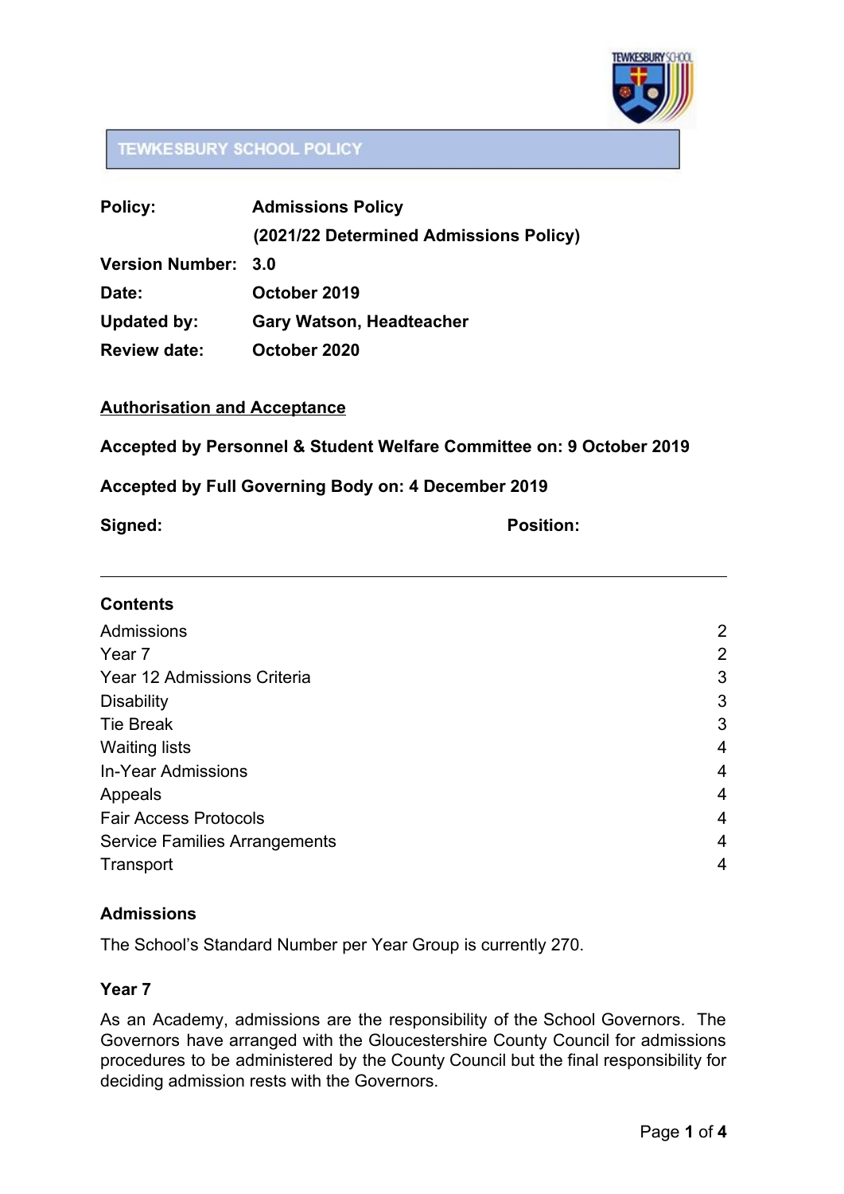TEWKESBURY SCHOOL POLICY

| | |
|---|---|
| **Policy:** | **Admissions Policy** |
| | **(2021/22 Determined Admissions Policy)** |
| **Version Number:** | **3.0** |
| **Date:** | **October 2019** |
| **Updated by:** | **Gary Watson, Headteacher** |
| **Review date:** | **October 2020** |

**<u>Authorisation and Acceptance</u>**

**Accepted by Personnel & Student Welfare Committee on: 9 October 2019**

**Accepted by Full Governing Body on: 4 December 2019**

**Signed:** **Position:**

---

**Contents**

| | |
|---|---|
| Admissions | 2 |
| Year 7 | 2 |
| Year 12 Admissions Criteria | 3 |
| Disability | 3 |
| Tie Break | 3 |
| Waiting lists | 4 |
| In-Year Admissions | 4 |
| Appeals | 4 |
| Fair Access Protocols | 4 |
| Service Families Arrangements | 4 |
| Transport | 4 |

## Admissions

The School's Standard Number per Year Group is currently 270.

## Year 7

As an Academy, admissions are the responsibility of the School Governors. The Governors have arranged with the Gloucestershire County Council for admissions procedures to be administered by the County Council but the final responsibility for deciding admission rests with the Governors.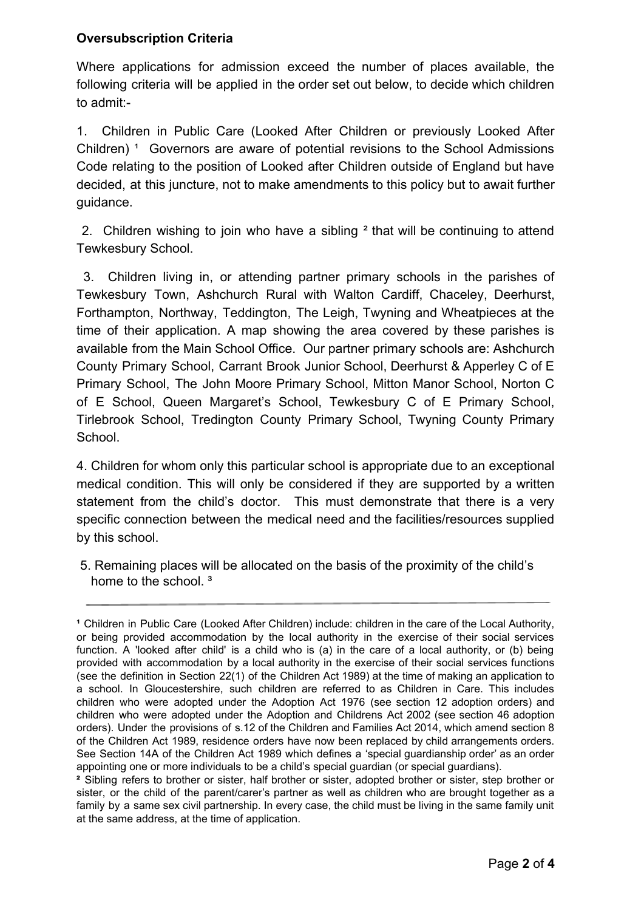**Oversubscription Criteria**

Where applications for admission exceed the number of places available, the following criteria will be applied in the order set out below, to decide which children to admit:-

1. Children in Public Care (Looked After Children or previously Looked After Children) [1] Governors are aware of potential revisions to the School Admissions Code relating to the position of Looked after Children outside of England but have decided, at this juncture, not to make amendments to this policy but to await further guidance.

2. Children wishing to join who have a sibling [2] that will be continuing to attend Tewkesbury School.

3. Children living in, or attending partner primary schools in the parishes of Tewkesbury Town, Ashchurch Rural with Walton Cardiff, Chaceley, Deerhurst, Forthampton, Northway, Teddington, The Leigh, Twyning and Wheatpieces at the time of their application. A map showing the area covered by these parishes is available from the Main School Office. Our partner primary schools are: Ashchurch County Primary School, Carrant Brook Junior School, Deerhurst & Apperley C of E Primary School, The John Moore Primary School, Mitton Manor School, Norton C of E School, Queen Margaret's School, Tewkesbury C of E Primary School, Tirlebrook School, Tredington County Primary School, Twyning County Primary School.

4. Children for whom only this particular school is appropriate due to an exceptional medical condition. This will only be considered if they are supported by a written statement from the child's doctor. This must demonstrate that there is a very specific connection between the medical need and the facilities/resources supplied by this school.

5. Remaining places will be allocated on the basis of the proximity of the child's home to the school. [3]

---

[1] Children in Public Care (Looked After Children) include: children in the care of the Local Authority, or being provided accommodation by the local authority in the exercise of their social services function. A 'looked after child' is a child who is (a) in the care of a local authority, or (b) being provided with accommodation by a local authority in the exercise of their social services functions (see the definition in Section 22(1) of the Children Act 1989) at the time of making an application to a school. In Gloucestershire, such children are referred to as Children in Care. This includes children who were adopted under the Adoption Act 1976 (see section 12 adoption orders) and children who were adopted under the Adoption and Childrens Act 2002 (see section 46 adoption orders). Under the provisions of s.12 of the Children and Families Act 2014, which amend section 8 of the Children Act 1989, residence orders have now been replaced by child arrangements orders. See Section 14A of the Children Act 1989 which defines a 'special guardianship order' as an order appointing one or more individuals to be a child's special guardian (or special guardians).

[2] Sibling refers to brother or sister, half brother or sister, adopted brother or sister, step brother or sister, or the child of the parent/carer's partner as well as children who are brought together as a family by a same sex civil partnership. In every case, the child must be living in the same family unit at the same address, at the time of application.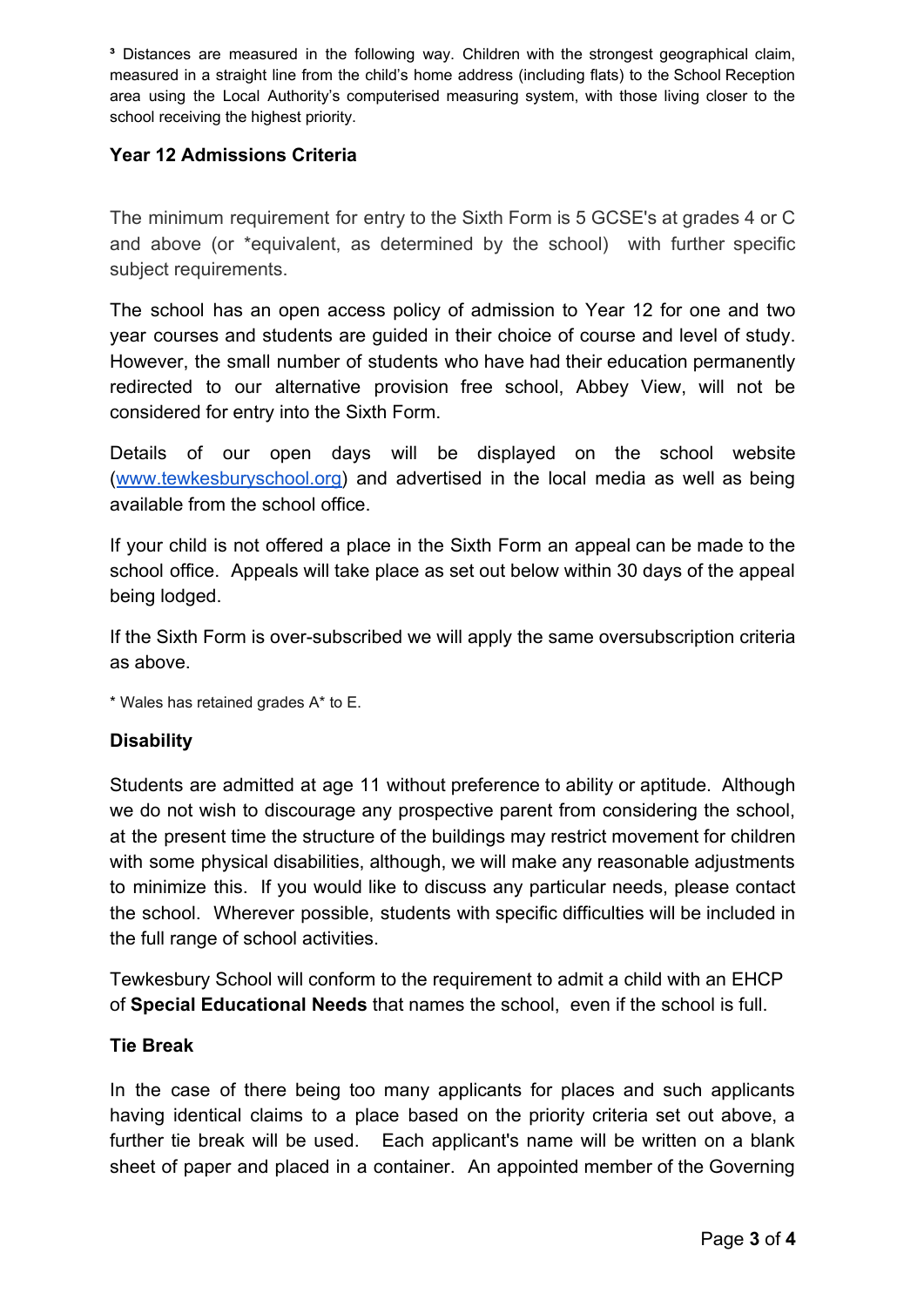³ Distances are measured in the following way. Children with the strongest geographical claim, measured in a straight line from the child's home address (including flats) to the School Reception area using the Local Authority's computerised measuring system, with those living closer to the school receiving the highest priority.

### Year 12 Admissions Criteria

The minimum requirement for entry to the Sixth Form is 5 GCSE's at grades 4 or C and above (or *equivalent, as determined by the school) with further specific subject requirements.

The school has an open access policy of admission to Year 12 for one and two year courses and students are guided in their choice of course and level of study. However, the small number of students who have had their education permanently redirected to our alternative provision free school, Abbey View, will not be considered for entry into the Sixth Form.

Details of our open days will be displayed on the school website ([www.tewkesburyschool.org](http://www.tewkesburyschool.org)) and advertised in the local media as well as being available from the school office.

If your child is not offered a place in the Sixth Form an appeal can be made to the school office. Appeals will take place as set out below within 30 days of the appeal being lodged.

If the Sixth Form is over-subscribed we will apply the same oversubscription criteria as above.

* Wales has retained grades A* to E.

### Disability

Students are admitted at age 11 without preference to ability or aptitude. Although we do not wish to discourage any prospective parent from considering the school, at the present time the structure of the buildings may restrict movement for children with some physical disabilities, although, we will make any reasonable adjustments to minimize this. If you would like to discuss any particular needs, please contact the school. Wherever possible, students with specific difficulties will be included in the full range of school activities.

Tewkesbury School will conform to the requirement to admit a child with an EHCP of **Special Educational Needs** that names the school, even if the school is full.

### Tie Break

In the case of there being too many applicants for places and such applicants having identical claims to a place based on the priority criteria set out above, a further tie break will be used. Each applicant's name will be written on a blank sheet of paper and placed in a container. An appointed member of the Governing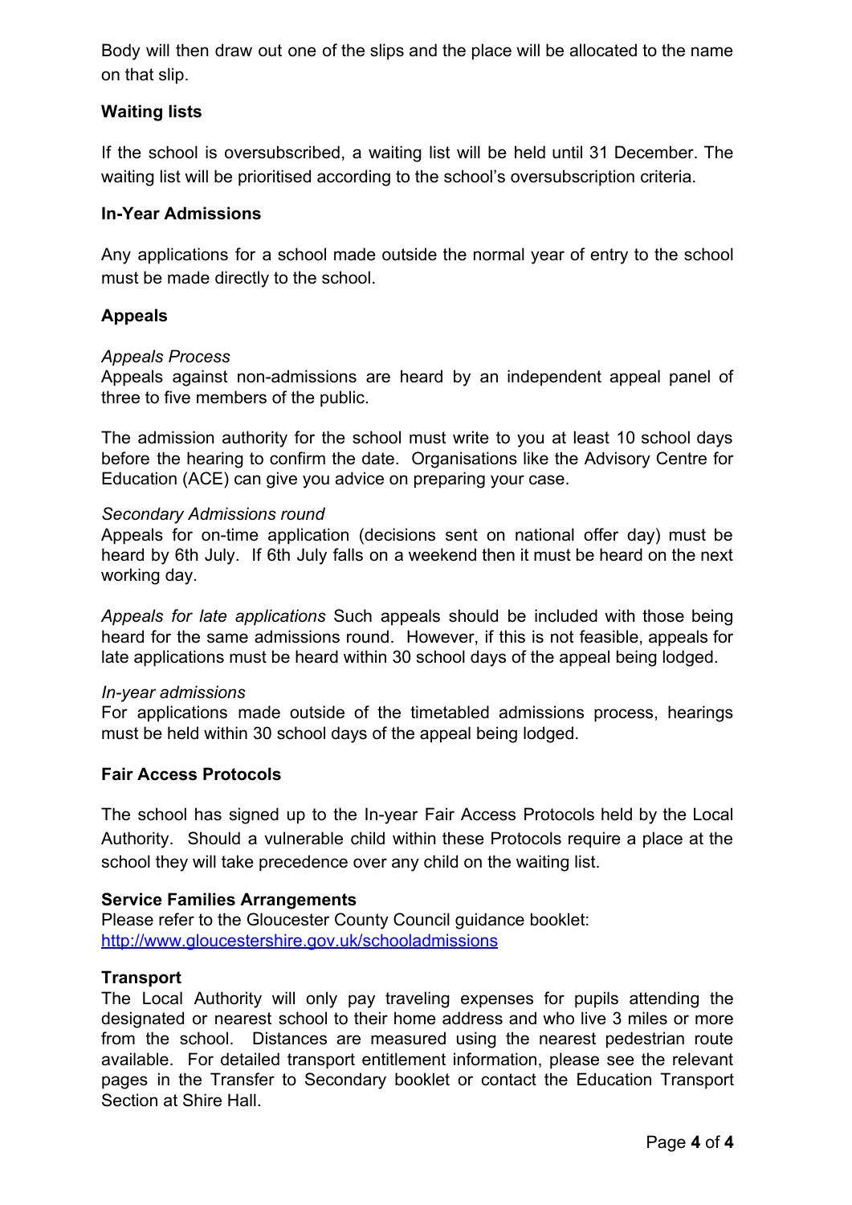Body will then draw out one of the slips and the place will be allocated to the name on that slip.

## Waiting lists

If the school is oversubscribed, a waiting list will be held until 31 December. The waiting list will be prioritised according to the school's oversubscription criteria.

## In-Year Admissions

Any applications for a school made outside the normal year of entry to the school must be made directly to the school.

## Appeals

*Appeals Process*
Appeals against non-admissions are heard by an independent appeal panel of three to five members of the public.

The admission authority for the school must write to you at least 10 school days before the hearing to confirm the date. Organisations like the Advisory Centre for Education (ACE) can give you advice on preparing your case.

*Secondary Admissions round*
Appeals for on-time application (decisions sent on national offer day) must be heard by 6th July. If 6th July falls on a weekend then it must be heard on the next working day.

*Appeals for late applications* Such appeals should be included with those being heard for the same admissions round. However, if this is not feasible, appeals for late applications must be heard within 30 school days of the appeal being lodged.

*In-year admissions*
For applications made outside of the timetabled admissions process, hearings must be held within 30 school days of the appeal being lodged.

## Fair Access Protocols

The school has signed up to the In-year Fair Access Protocols held by the Local Authority. Should a vulnerable child within these Protocols require a place at the school they will take precedence over any child on the waiting list.

## Service Families Arrangements

Please refer to the Gloucester County Council guidance booklet:
[http://www.gloucestershire.gov.uk/schooladmissions](http://www.gloucestershire.gov.uk/schooladmissions)

## Transport

The Local Authority will only pay traveling expenses for pupils attending the designated or nearest school to their home address and who live 3 miles or more from the school. Distances are measured using the nearest pedestrian route available. For detailed transport entitlement information, please see the relevant pages in the Transfer to Secondary booklet or contact the Education Transport Section at Shire Hall.